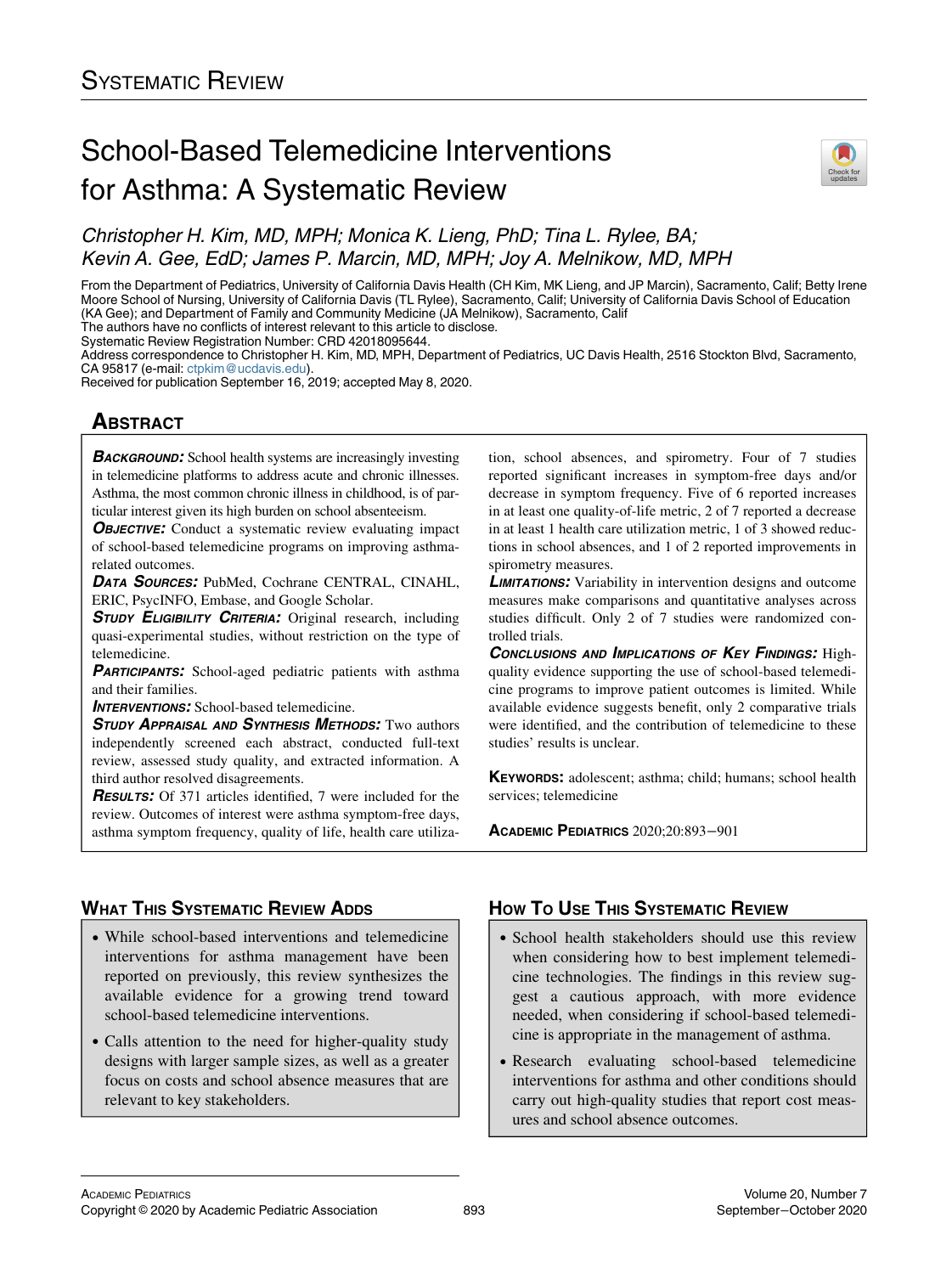Systematic Review

# School-Based Telemedicine Interventions for Asthma: A Systematic Review

*Christopher H. Kim, MD, MPH; Monica K. Lieng, PhD; Tina L. Rylee, BA; Kevin A. Gee, EdD; James P. Marcin, MD, MPH; Joy A. Melnikow, MD, MPH*

From the Department of Pediatrics, University of California Davis Health (CH Kim, MK Lieng, and JP Marcin), Sacramento, Calif; Betty Irene Moore School of Nursing, University of California Davis (TL Rylee), Sacramento, Calif; University of California Davis School of Education (KA Gee); and Department of Family and Community Medicine (JA Melnikow), Sacramento, Calif

The authors have no conflicts of interest relevant to this article to disclose.

Systematic Review Registration Number: CRD 42018095644.

Address correspondence to Christopher H. Kim, MD, MPH, Department of Pediatrics, UC Davis Health, 2516 Stockton Blvd, Sacramento, CA 95817 (e-mail: ctpkim@ucdavis.edu).

Received for publication September 16, 2019; accepted May 8, 2020.

## Abstract

***Background:*** School health systems are increasingly investing in telemedicine platforms to address acute and chronic illnesses. Asthma, the most common chronic illness in childhood, is of particular interest given its high burden on school absenteeism.

***Objective:*** Conduct a systematic review evaluating impact of school-based telemedicine programs on improving asthma-related outcomes.

***Data Sources:*** PubMed, Cochrane CENTRAL, CINAHL, ERIC, PsycINFO, Embase, and Google Scholar.

***Study Eligibility Criteria:*** Original research, including quasi-experimental studies, without restriction on the type of telemedicine.

***Participants:*** School-aged pediatric patients with asthma and their families.

***Interventions:*** School-based telemedicine.

***Study Appraisal and Synthesis Methods:*** Two authors independently screened each abstract, conducted full-text review, assessed study quality, and extracted information. A third author resolved disagreements.

***Results:*** Of 371 articles identified, 7 were included for the review. Outcomes of interest were asthma symptom-free days, asthma symptom frequency, quality of life, health care utilization, school absences, and spirometry. Four of 7 studies reported significant increases in symptom-free days and/or decrease in symptom frequency. Five of 6 reported increases in at least one quality-of-life metric, 2 of 7 reported a decrease in at least 1 health care utilization metric, 1 of 3 showed reductions in school absences, and 1 of 2 reported improvements in spirometry measures.

***Limitations:*** Variability in intervention designs and outcome measures make comparisons and quantitative analyses across studies difficult. Only 2 of 7 studies were randomized controlled trials.

***Conclusions and Implications of Key Findings:*** High-quality evidence supporting the use of school-based telemedicine programs to improve patient outcomes is limited. While available evidence suggests benefit, only 2 comparative trials were identified, and the contribution of telemedicine to these studies' results is unclear.

**Keywords:** adolescent; asthma; child; humans; school health services; telemedicine

## What This Systematic Review Adds

- While school-based interventions and telemedicine interventions for asthma management have been reported on previously, this review synthesizes the available evidence for a growing trend toward school-based telemedicine interventions.
- Calls attention to the need for higher-quality study designs with larger sample sizes, as well as a greater focus on costs and school absence measures that are relevant to key stakeholders.

## How To Use This Systematic Review

- School health stakeholders should use this review when considering how to best implement telemedicine technologies. The findings in this review suggest a cautious approach, with more evidence needed, when considering if school-based telemedicine is appropriate in the management of asthma.
- Research evaluating school-based telemedicine interventions for asthma and other conditions should carry out high-quality studies that report cost measures and school absence outcomes.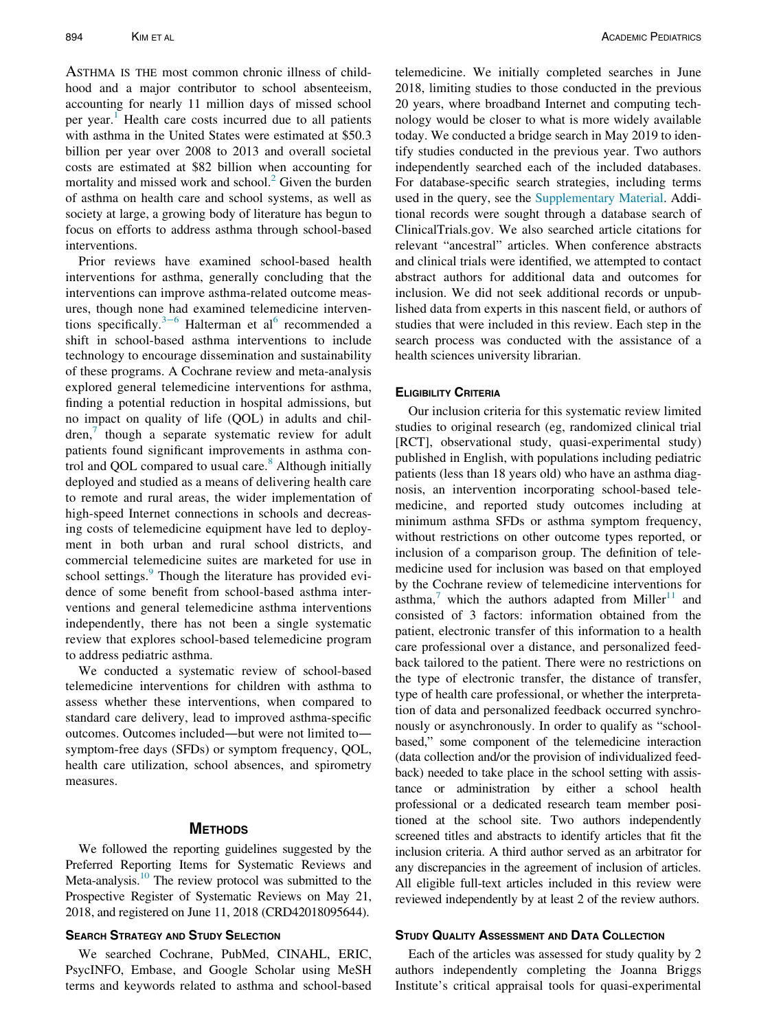ASTHMA IS THE most common chronic illness of childhood and a major contributor to school absenteeism, accounting for nearly 11 million days of missed school per year.[1] Health care costs incurred due to all patients with asthma in the United States were estimated at $50.3 billion per year over 2008 to 2013 and overall societal costs are estimated at $82 billion when accounting for mortality and missed work and school.[2] Given the burden of asthma on health care and school systems, as well as society at large, a growing body of literature has begun to focus on efforts to address asthma through school-based interventions.

Prior reviews have examined school-based health interventions for asthma, generally concluding that the interventions can improve asthma-related outcome measures, though none had examined telemedicine interventions specifically.[3−6] Halterman et al[6] recommended a shift in school-based asthma interventions to include technology to encourage dissemination and sustainability of these programs. A Cochrane review and meta-analysis explored general telemedicine interventions for asthma, finding a potential reduction in hospital admissions, but no impact on quality of life (QOL) in adults and children,[7] though a separate systematic review for adult patients found significant improvements in asthma control and QOL compared to usual care.[8] Although initially deployed and studied as a means of delivering health care to remote and rural areas, the wider implementation of high-speed Internet connections in schools and decreasing costs of telemedicine equipment have led to deployment in both urban and rural school districts, and commercial telemedicine suites are marketed for use in school settings.[9] Though the literature has provided evidence of some benefit from school-based asthma interventions and general telemedicine asthma interventions independently, there has not been a single systematic review that explores school-based telemedicine program to address pediatric asthma.

We conducted a systematic review of school-based telemedicine interventions for children with asthma to assess whether these interventions, when compared to standard care delivery, lead to improved asthma-specific outcomes. Outcomes included—but were not limited to—symptom-free days (SFDs) or symptom frequency, QOL, health care utilization, school absences, and spirometry measures.

## METHODS

We followed the reporting guidelines suggested by the Preferred Reporting Items for Systematic Reviews and Meta-analysis.[10] The review protocol was submitted to the Prospective Register of Systematic Reviews on May 21, 2018, and registered on June 11, 2018 (CRD42018095644).

### SEARCH STRATEGY AND STUDY SELECTION

We searched Cochrane, PubMed, CINAHL, ERIC, PsycINFO, Embase, and Google Scholar using MeSH terms and keywords related to asthma and school-based telemedicine. We initially completed searches in June 2018, limiting studies to those conducted in the previous 20 years, where broadband Internet and computing technology would be closer to what is more widely available today. We conducted a bridge search in May 2019 to identify studies conducted in the previous year. Two authors independently searched each of the included databases. For database-specific search strategies, including terms used in the query, see the Supplementary Material. Additional records were sought through a database search of ClinicalTrials.gov. We also searched article citations for relevant "ancestral" articles. When conference abstracts and clinical trials were identified, we attempted to contact abstract authors for additional data and outcomes for inclusion. We did not seek additional records or unpublished data from experts in this nascent field, or authors of studies that were included in this review. Each step in the search process was conducted with the assistance of a health sciences university librarian.

### ELIGIBILITY CRITERIA

Our inclusion criteria for this systematic review limited studies to original research (eg, randomized clinical trial [RCT], observational study, quasi-experimental study) published in English, with populations including pediatric patients (less than 18 years old) who have an asthma diagnosis, an intervention incorporating school-based telemedicine, and reported study outcomes including at minimum asthma SFDs or asthma symptom frequency, without restrictions on other outcome types reported, or inclusion of a comparison group. The definition of telemedicine used for inclusion was based on that employed by the Cochrane review of telemedicine interventions for asthma,[7] which the authors adapted from Miller[11] and consisted of 3 factors: information obtained from the patient, electronic transfer of this information to a health care professional over a distance, and personalized feedback tailored to the patient. There were no restrictions on the type of electronic transfer, the distance of transfer, type of health care professional, or whether the interpretation of data and personalized feedback occurred synchronously or asynchronously. In order to qualify as "school-based," some component of the telemedicine interaction (data collection and/or the provision of individualized feedback) needed to take place in the school setting with assistance or administration by either a school health professional or a dedicated research team member positioned at the school site. Two authors independently screened titles and abstracts to identify articles that fit the inclusion criteria. A third author served as an arbitrator for any discrepancies in the agreement of inclusion of articles. All eligible full-text articles included in this review were reviewed independently by at least 2 of the review authors.

### STUDY QUALITY ASSESSMENT AND DATA COLLECTION

Each of the articles was assessed for study quality by 2 authors independently completing the Joanna Briggs Institute's critical appraisal tools for quasi-experimental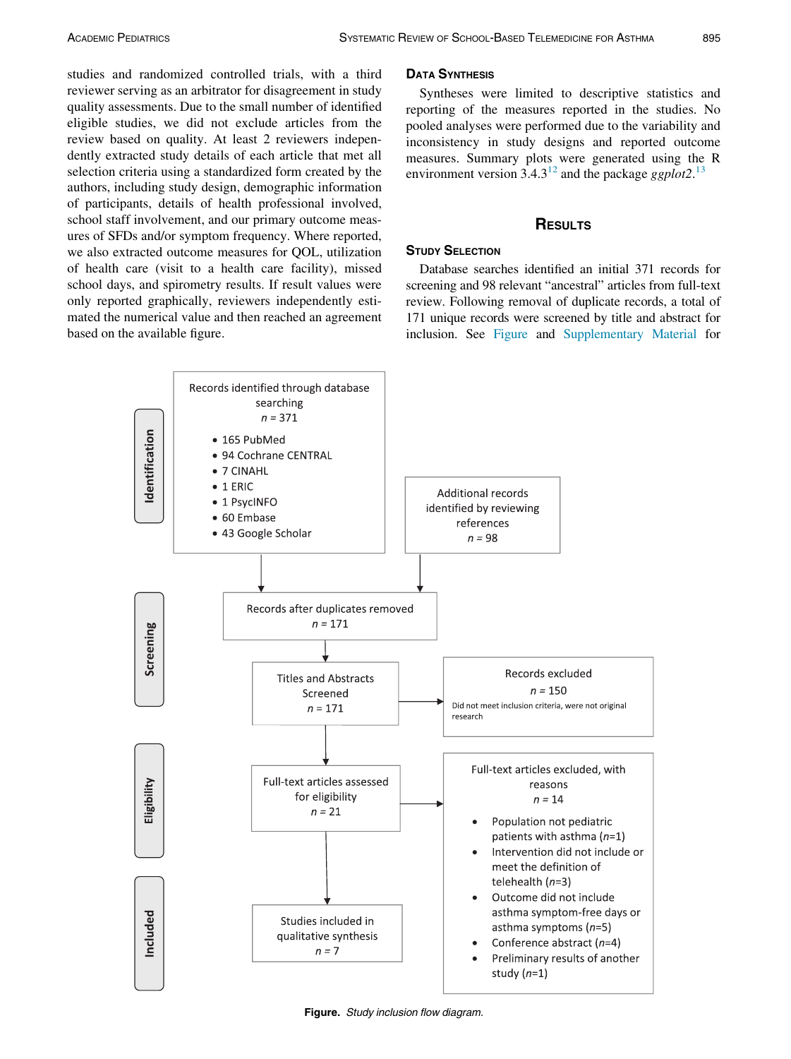studies and randomized controlled trials, with a third reviewer serving as an arbitrator for disagreement in study quality assessments. Due to the small number of identified eligible studies, we did not exclude articles from the review based on quality. At least 2 reviewers independently extracted study details of each article that met all selection criteria using a standardized form created by the authors, including study design, demographic information of participants, details of health professional involved, school staff involvement, and our primary outcome measures of SFDs and/or symptom frequency. Where reported, we also extracted outcome measures for QOL, utilization of health care (visit to a health care facility), missed school days, and spirometry results. If result values were only reported graphically, reviewers independently estimated the numerical value and then reached an agreement based on the available figure.

### Data Synthesis

Syntheses were limited to descriptive statistics and reporting of the measures reported in the studies. No pooled analyses were performed due to the variability and inconsistency in study designs and reported outcome measures. Summary plots were generated using the R environment version 3.4.3[12] and the package *ggplot2*.[13]

## Results

### Study Selection

Database searches identified an initial 371 records for screening and 98 relevant "ancestral" articles from full-text review. Following removal of duplicate records, a total of 171 unique records were screened by title and abstract for inclusion. See Figure and Supplementary Material for

**Identification**

Records identified through database searching
*n* = 371

- 165 PubMed
- 94 Cochrane CENTRAL
- 7 CINAHL
- 1 ERIC
- 1 PsycINFO
- 60 Embase
- 43 Google Scholar

Additional records identified by reviewing references
*n* = 98

**Screening**

Records after duplicates removed
*n* = 171

Titles and Abstracts Screened
*n* = 171

Records excluded
*n* = 150
Did not meet inclusion criteria, were not original research

**Eligibility**

Full-text articles assessed for eligibility
*n* = 21

Full-text articles excluded, with reasons
*n* = 14

- Population not pediatric patients with asthma (*n*=1)
- Intervention did not include or meet the definition of telehealth (*n*=3)
- Outcome did not include asthma symptom-free days or asthma symptoms (*n*=5)
- Conference abstract (*n*=4)
- Preliminary results of another study (*n*=1)

**Included**

Studies included in qualitative synthesis
*n* = 7

**Figure.** *Study inclusion flow diagram.*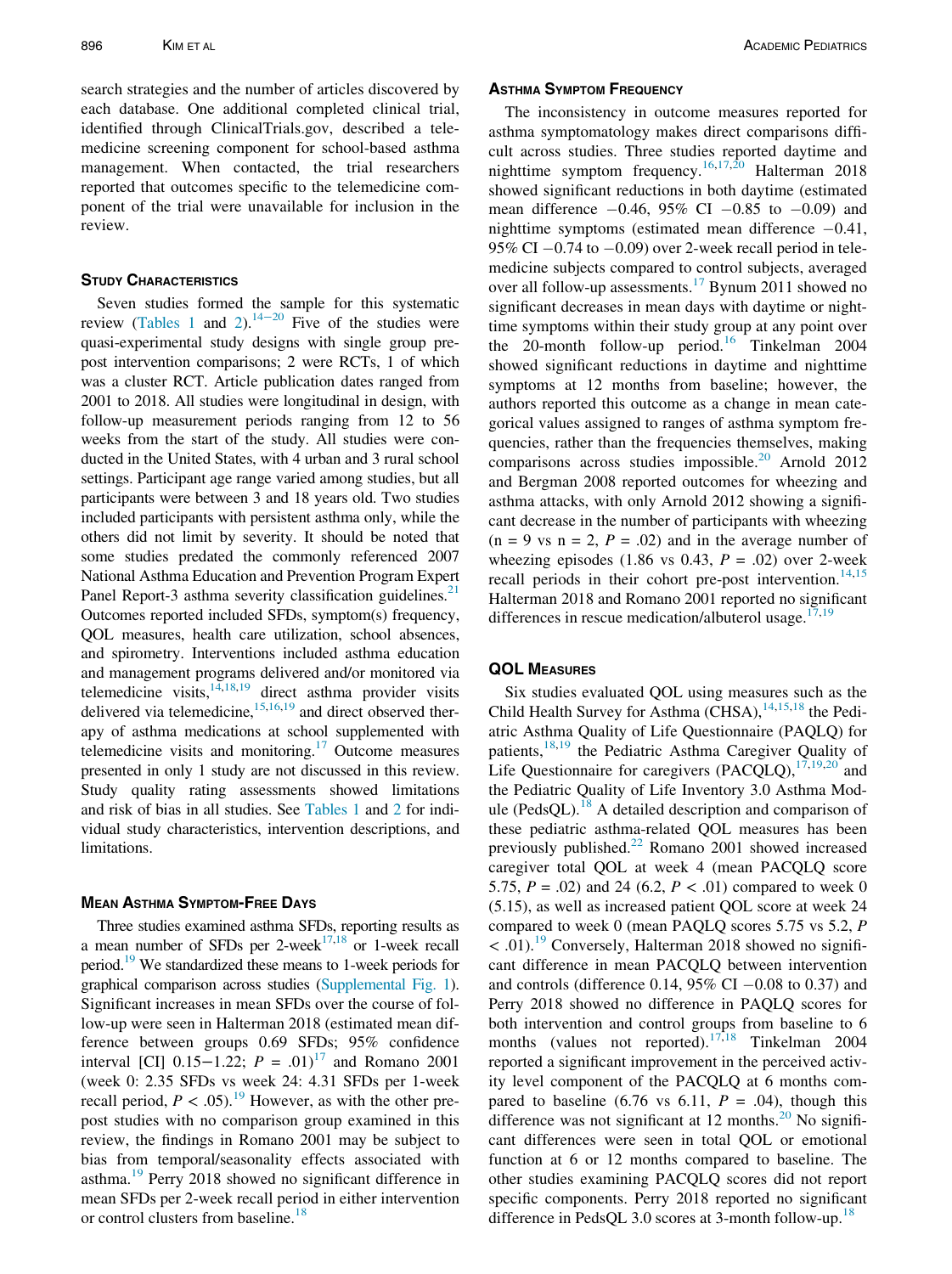search strategies and the number of articles discovered by each database. One additional completed clinical trial, identified through ClinicalTrials.gov, described a telemedicine screening component for school-based asthma management. When contacted, the trial researchers reported that outcomes specific to the telemedicine component of the trial were unavailable for inclusion in the review.

## Study Characteristics

Seven studies formed the sample for this systematic review (Tables 1 and 2).[14−20] Five of the studies were quasi-experimental study designs with single group pre-post intervention comparisons; 2 were RCTs, 1 of which was a cluster RCT. Article publication dates ranged from 2001 to 2018. All studies were longitudinal in design, with follow-up measurement periods ranging from 12 to 56 weeks from the start of the study. All studies were conducted in the United States, with 4 urban and 3 rural school settings. Participant age range varied among studies, but all participants were between 3 and 18 years old. Two studies included participants with persistent asthma only, while the others did not limit by severity. It should be noted that some studies predated the commonly referenced 2007 National Asthma Education and Prevention Program Expert Panel Report-3 asthma severity classification guidelines.[21] Outcomes reported included SFDs, symptom(s) frequency, QOL measures, health care utilization, school absences, and spirometry. Interventions included asthma education and management programs delivered and/or monitored via telemedicine visits,[14,18,19] direct asthma provider visits delivered via telemedicine,[15,16,19] and direct observed therapy of asthma medications at school supplemented with telemedicine visits and monitoring.[17] Outcome measures presented in only 1 study are not discussed in this review. Study quality rating assessments showed limitations and risk of bias in all studies. See Tables 1 and 2 for individual study characteristics, intervention descriptions, and limitations.

## Mean Asthma Symptom-Free Days

Three studies examined asthma SFDs, reporting results as a mean number of SFDs per 2-week[17,18] or 1-week recall period.[19] We standardized these means to 1-week periods for graphical comparison across studies (Supplemental Fig. 1). Significant increases in mean SFDs over the course of follow-up were seen in Halterman 2018 (estimated mean difference between groups 0.69 SFDs; 95% confidence interval [CI] 0.15−1.22; $P = .01$)[17] and Romano 2001 (week 0: 2.35 SFDs vs week 24: 4.31 SFDs per 1-week recall period, $P < .05$).[19] However, as with the other pre-post studies with no comparison group examined in this review, the findings in Romano 2001 may be subject to bias from temporal/seasonality effects associated with asthma.[19] Perry 2018 showed no significant difference in mean SFDs per 2-week recall period in either intervention or control clusters from baseline.[18]

## Asthma Symptom Frequency

The inconsistency in outcome measures reported for asthma symptomatology makes direct comparisons difficult across studies. Three studies reported daytime and nighttime symptom frequency.[16,17,20] Halterman 2018 showed significant reductions in both daytime (estimated mean difference −0.46, 95% CI −0.85 to −0.09) and nighttime symptoms (estimated mean difference −0.41, 95% CI −0.74 to −0.09) over 2-week recall period in telemedicine subjects compared to control subjects, averaged over all follow-up assessments.[17] Bynum 2011 showed no significant decreases in mean days with daytime or nighttime symptoms within their study group at any point over the 20-month follow-up period.[16] Tinkelman 2004 showed significant reductions in daytime and nighttime symptoms at 12 months from baseline; however, the authors reported this outcome as a change in mean categorical values assigned to ranges of asthma symptom frequencies, rather than the frequencies themselves, making comparisons across studies impossible.[20] Arnold 2012 and Bergman 2008 reported outcomes for wheezing and asthma attacks, with only Arnold 2012 showing a significant decrease in the number of participants with wheezing ($n = 9$ vs $n = 2$, $P = .02$) and in the average number of wheezing episodes (1.86 vs 0.43, $P = .02$) over 2-week recall periods in their cohort pre-post intervention.[14,15] Halterman 2018 and Romano 2001 reported no significant differences in rescue medication/albuterol usage.[17,19]

## QOL Measures

Six studies evaluated QOL using measures such as the Child Health Survey for Asthma (CHSA),[14,15,18] the Pediatric Asthma Quality of Life Questionnaire (PAQLQ) for patients,[18,19] the Pediatric Asthma Caregiver Quality of Life Questionnaire for caregivers (PACQLQ),[17,19,20] and the Pediatric Quality of Life Inventory 3.0 Asthma Module (PedsQL).[18] A detailed description and comparison of these pediatric asthma-related QOL measures has been previously published.[22] Romano 2001 showed increased caregiver total QOL at week 4 (mean PACQLQ score 5.75, $P = .02$) and 24 (6.2, $P < .01$) compared to week 0 (5.15), as well as increased patient QOL score at week 24 compared to week 0 (mean PAQLQ scores 5.75 vs 5.2, $P < .01$).[19] Conversely, Halterman 2018 showed no significant difference in mean PACQLQ between intervention and controls (difference 0.14, 95% CI −0.08 to 0.37) and Perry 2018 showed no difference in PAQLQ scores for both intervention and control groups from baseline to 6 months (values not reported).[17,18] Tinkelman 2004 reported a significant improvement in the perceived activity level component of the PACQLQ at 6 months compared to baseline (6.76 vs 6.11, $P = .04$), though this difference was not significant at 12 months.[20] No significant differences were seen in total QOL or emotional function at 6 or 12 months compared to baseline. The other studies examining PACQLQ scores did not report specific components. Perry 2018 reported no significant difference in PedsQL 3.0 scores at 3-month follow-up.[18]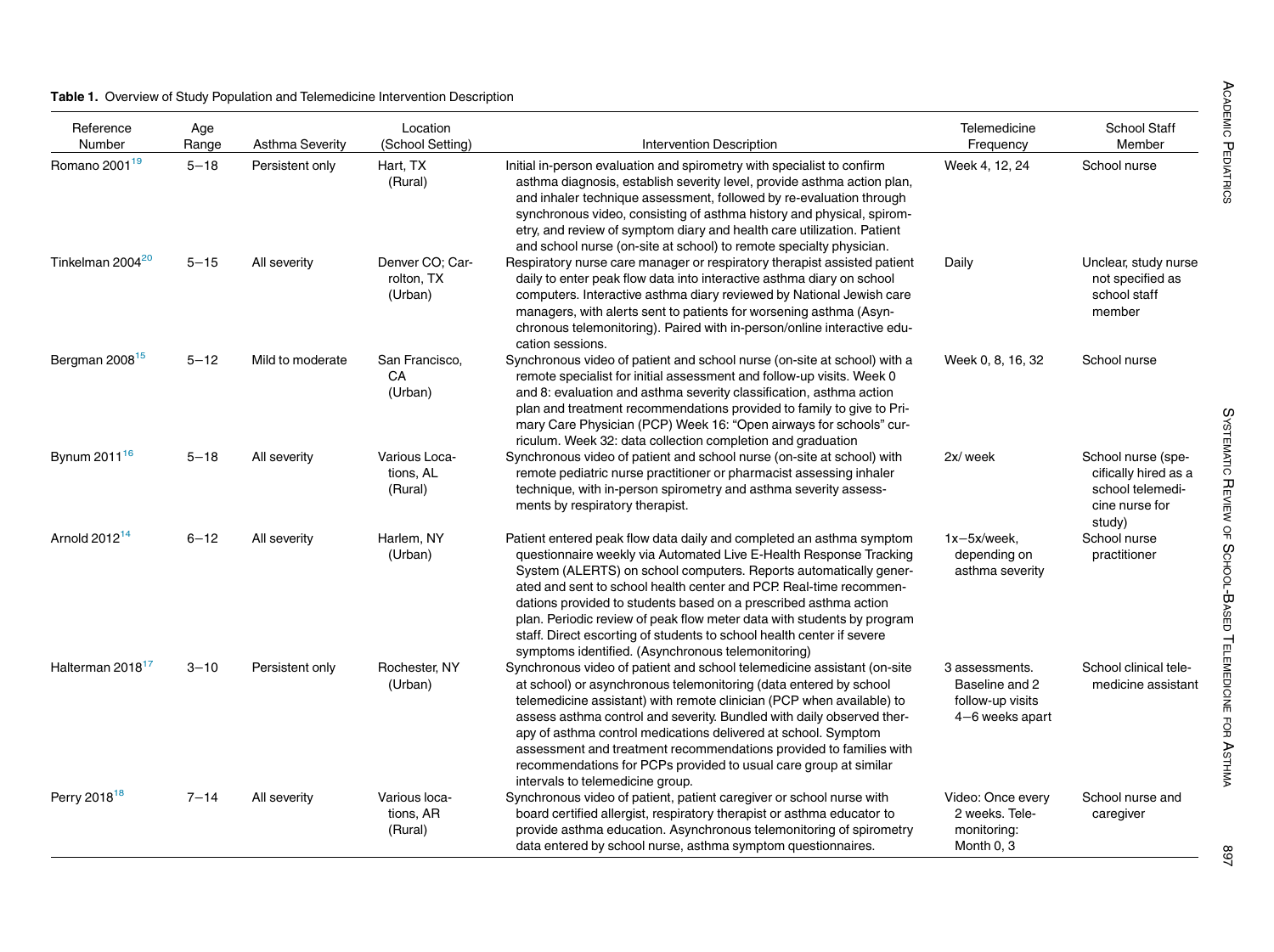**Table 1.** Overview of Study Population and Telemedicine Intervention Description

| Reference Number | Age Range | Asthma Severity | Location (School Setting) | Intervention Description | Telemedicine Frequency | School Staff Member |
|---|---|---|---|---|---|---|
| Romano 2001[19] | 5−18 | Persistent only | Hart, TX (Rural) | Initial in-person evaluation and spirometry with specialist to confirm asthma diagnosis, establish severity level, provide asthma action plan, and inhaler technique assessment, followed by re-evaluation through synchronous video, consisting of asthma history and physical, spirometry, and review of symptom diary and health care utilization. Patient and school nurse (on-site at school) to remote specialty physician. | Week 4, 12, 24 | School nurse |
| Tinkelman 2004[20] | 5−15 | All severity | Denver CO; Carrolton, TX (Urban) | Respiratory nurse care manager or respiratory therapist assisted patient daily to enter peak flow data into interactive asthma diary on school computers. Interactive asthma diary reviewed by National Jewish care managers, with alerts sent to patients for worsening asthma (Asynchronous telemonitoring). Paired with in-person/online interactive education sessions. | Daily | Unclear, study nurse not specified as school staff member |
| Bergman 2008[15] | 5−12 | Mild to moderate | San Francisco, CA (Urban) | Synchronous video of patient and school nurse (on-site at school) with a remote specialist for initial assessment and follow-up visits. Week 0 and 8: evaluation and asthma severity classification, asthma action plan and treatment recommendations provided to family to give to Primary Care Physician (PCP) Week 16: "Open airways for schools" curriculum. Week 32: data collection completion and graduation | Week 0, 8, 16, 32 | School nurse |
| Bynum 2011[16] | 5−18 | All severity | Various Locations, AL (Rural) | Synchronous video of patient and school nurse (on-site at school) with remote pediatric nurse practitioner or pharmacist assessing inhaler technique, with in-person spirometry and asthma severity assessments by respiratory therapist. | 2x/ week | School nurse (specifically hired as a school telemedicine nurse for study) |
| Arnold 2012[14] | 6−12 | All severity | Harlem, NY (Urban) | Patient entered peak flow data daily and completed an asthma symptom questionnaire weekly via Automated Live E-Health Response Tracking System (ALERTS) on school computers. Reports automatically generated and sent to school health center and PCP. Real-time recommendations provided to students based on a prescribed asthma action plan. Periodic review of peak flow meter data with students by program staff. Direct escorting of students to school health center if severe symptoms identified. (Asynchronous telemonitoring) | 1x−5x/week, depending on asthma severity | School nurse practitioner |
| Halterman 2018[17] | 3−10 | Persistent only | Rochester, NY (Urban) | Synchronous video of patient and school telemedicine assistant (on-site at school) or asynchronous telemonitoring (data entered by school telemedicine assistant) with remote clinician (PCP when available) to assess asthma control and severity. Bundled with daily observed therapy of asthma control medications delivered at school. Symptom assessment and treatment recommendations provided to families with recommendations for PCPs provided to usual care group at similar intervals to telemedicine group. | 3 assessments. Baseline and 2 follow-up visits 4−6 weeks apart | School clinical telemedicine assistant |
| Perry 2018[18] | 7−14 | All severity | Various locations, AR (Rural) | Synchronous video of patient, patient caregiver or school nurse with board certified allergist, respiratory therapist or asthma educator to provide asthma education. Asynchronous telemonitoring of spirometry data entered by school nurse, asthma symptom questionnaires. | Video: Once every 2 weeks. Telemonitoring: Month 0, 3 | School nurse and caregiver |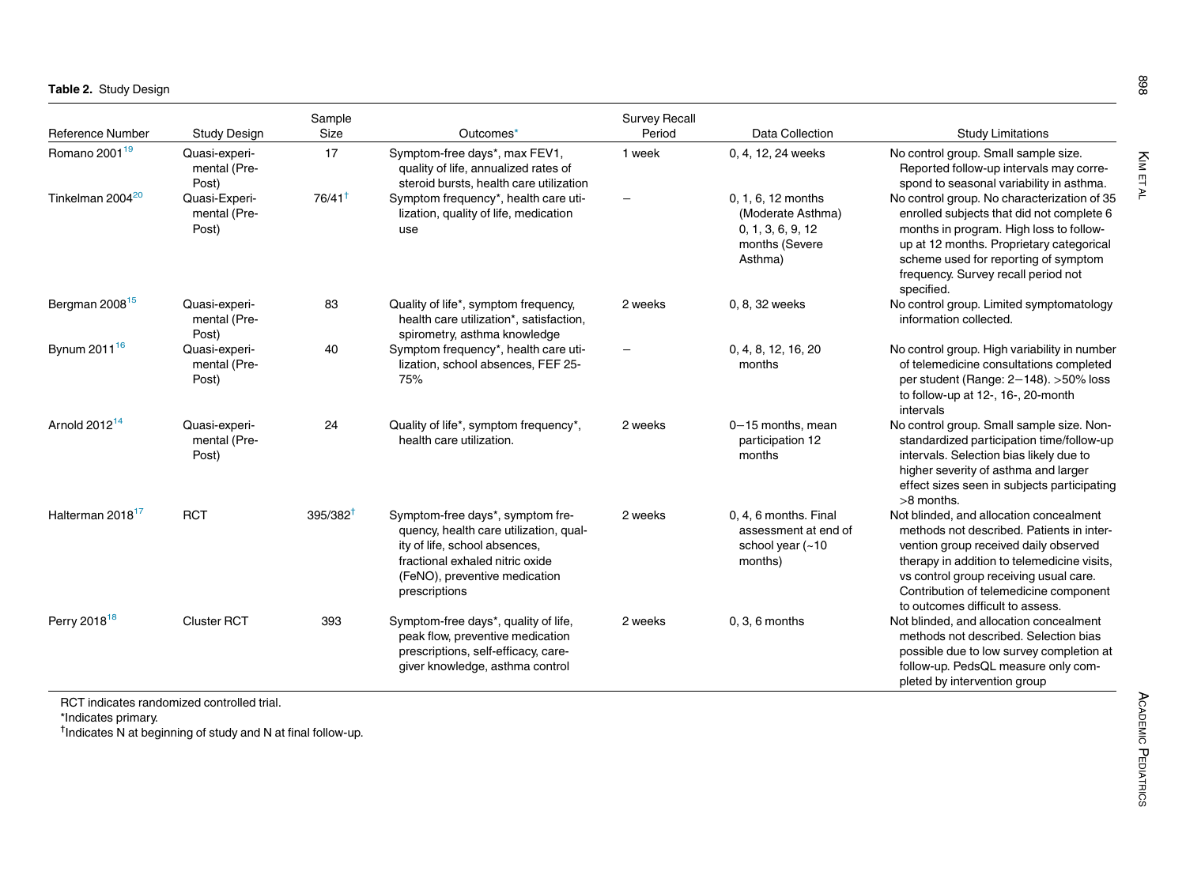**Table 2.** Study Design

| Reference Number | Study Design | Sample Size | Outcomes* | Survey Recall Period | Data Collection | Study Limitations |
|---|---|---|---|---|---|---|
| Romano 2001[19] | Quasi-experimental (Pre-Post) | 17 | Symptom-free days*, max FEV1, quality of life, annualized rates of steroid bursts, health care utilization | 1 week | 0, 4, 12, 24 weeks | No control group. Small sample size. Reported follow-up intervals may correspond to seasonal variability in asthma. |
| Tinkelman 2004[20] | Quasi-Experimental (Pre-Post) | 76/41† | Symptom frequency*, health care utilization, quality of life, medication use | – | 0, 1, 6, 12 months (Moderate Asthma) 0, 1, 3, 6, 9, 12 months (Severe Asthma) | No control group. No characterization of 35 enrolled subjects that did not complete 6 months in program. High loss to follow-up at 12 months. Proprietary categorical scheme used for reporting of symptom frequency. Survey recall period not specified. |
| Bergman 2008[15] | Quasi-experimental (Pre-Post) | 83 | Quality of life*, symptom frequency, health care utilization*, satisfaction, spirometry, asthma knowledge | 2 weeks | 0, 8, 32 weeks | No control group. Limited symptomatology information collected. |
| Bynum 2011[16] | Quasi-experimental (Pre-Post) | 40 | Symptom frequency*, health care utilization, school absences, FEF 25-75% | – | 0, 4, 8, 12, 16, 20 months | No control group. High variability in number of telemedicine consultations completed per student (Range: 2–148). >50% loss to follow-up at 12-, 16-, 20-month intervals |
| Arnold 2012[14] | Quasi-experimental (Pre-Post) | 24 | Quality of life*, symptom frequency*, health care utilization. | 2 weeks | 0–15 months, mean participation 12 months | No control group. Small sample size. Non-standardized participation time/follow-up intervals. Selection bias likely due to higher severity of asthma and larger effect sizes seen in subjects participating >8 months. |
| Halterman 2018[17] | RCT | 395/382† | Symptom-free days*, symptom frequency, health care utilization, quality of life, school absences, fractional exhaled nitric oxide (FeNO), preventive medication prescriptions | 2 weeks | 0, 4, 6 months. Final assessment at end of school year (~10 months) | Not blinded, and allocation concealment methods not described. Patients in intervention group received daily observed therapy in addition to telemedicine visits, vs control group receiving usual care. Contribution of telemedicine component to outcomes difficult to assess. |
| Perry 2018[18] | Cluster RCT | 393 | Symptom-free days*, quality of life, peak flow, preventive medication prescriptions, self-efficacy, caregiver knowledge, asthma control | 2 weeks | 0, 3, 6 months | Not blinded, and allocation concealment methods not described. Selection bias possible due to low survey completion at follow-up. PedsQL measure only completed by intervention group |

RCT indicates randomized controlled trial.
*Indicates primary.
†Indicates N at beginning of study and N at final follow-up.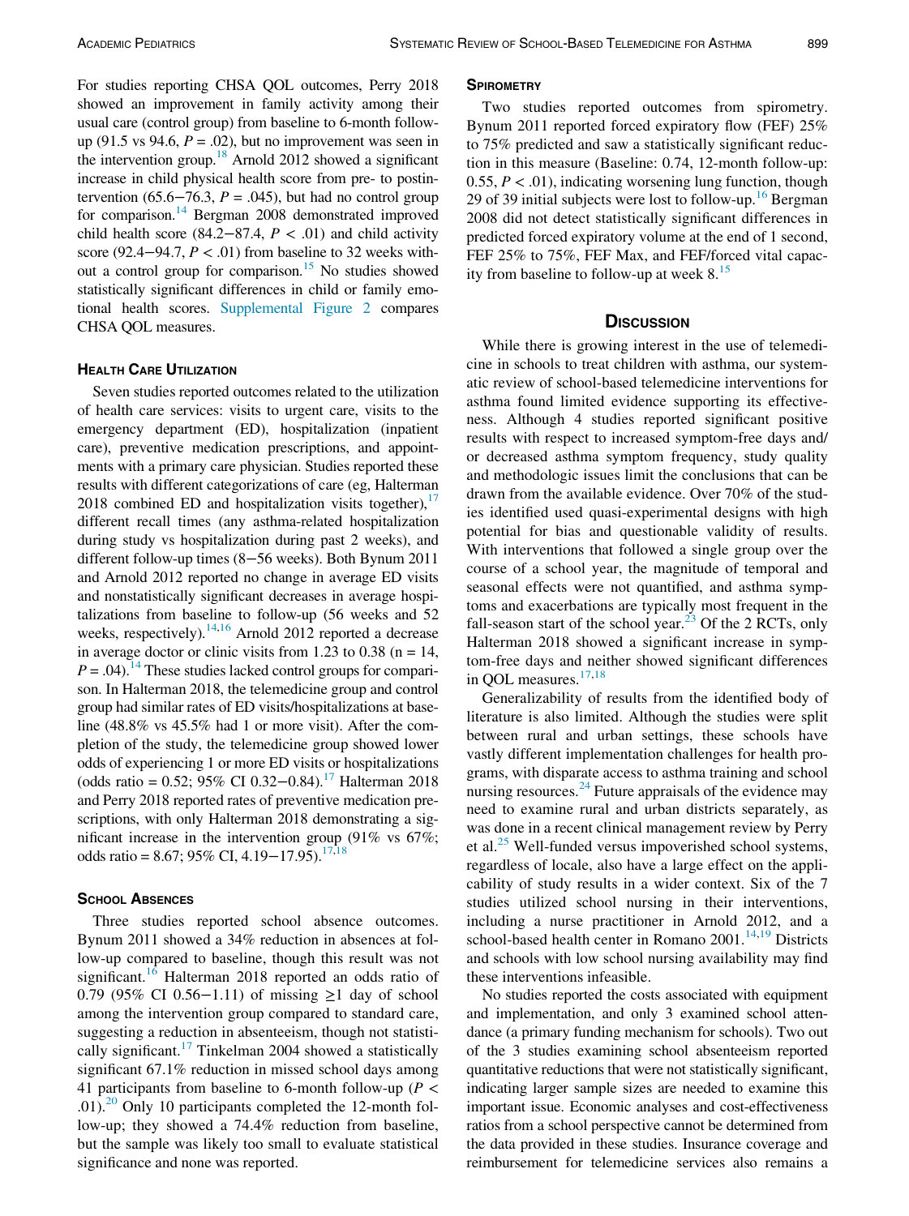For studies reporting CHSA QOL outcomes, Perry 2018 showed an improvement in family activity among their usual care (control group) from baseline to 6-month follow-up (91.5 vs 94.6, $P = .02$), but no improvement was seen in the intervention group.[18] Arnold 2012 showed a significant increase in child physical health score from pre- to postintervention (65.6−76.3, $P = .045$), but had no control group for comparison.[14] Bergman 2008 demonstrated improved child health score (84.2−87.4, $P < .01$) and child activity score (92.4−94.7, $P < .01$) from baseline to 32 weeks without a control group for comparison.[15] No studies showed statistically significant differences in child or family emotional health scores. Supplemental Figure 2 compares CHSA QOL measures.

### Health Care Utilization

Seven studies reported outcomes related to the utilization of health care services: visits to urgent care, visits to the emergency department (ED), hospitalization (inpatient care), preventive medication prescriptions, and appointments with a primary care physician. Studies reported these results with different categorizations of care (eg, Halterman 2018 combined ED and hospitalization visits together),[17] different recall times (any asthma-related hospitalization during study vs hospitalization during past 2 weeks), and different follow-up times (8−56 weeks). Both Bynum 2011 and Arnold 2012 reported no change in average ED visits and nonstatistically significant decreases in average hospitalizations from baseline to follow-up (56 weeks and 52 weeks, respectively).[14,16] Arnold 2012 reported a decrease in average doctor or clinic visits from 1.23 to 0.38 (n = 14, $P = .04$).[14] These studies lacked control groups for comparison. In Halterman 2018, the telemedicine group and control group had similar rates of ED visits/hospitalizations at baseline (48.8% vs 45.5% had 1 or more visit). After the completion of the study, the telemedicine group showed lower odds of experiencing 1 or more ED visits or hospitalizations (odds ratio = 0.52; 95% CI 0.32−0.84).[17] Halterman 2018 and Perry 2018 reported rates of preventive medication prescriptions, with only Halterman 2018 demonstrating a significant increase in the intervention group (91% vs 67%; odds ratio = 8.67; 95% CI, 4.19−17.95).[17,18]

### School Absences

Three studies reported school absence outcomes. Bynum 2011 showed a 34% reduction in absences at follow-up compared to baseline, though this result was not significant.[16] Halterman 2018 reported an odds ratio of 0.79 (95% CI 0.56−1.11) of missing ≥1 day of school among the intervention group compared to standard care, suggesting a reduction in absenteeism, though not statistically significant.[17] Tinkelman 2004 showed a statistically significant 67.1% reduction in missed school days among 41 participants from baseline to 6-month follow-up ($P < .01$).[20] Only 10 participants completed the 12-month follow-up; they showed a 74.4% reduction from baseline, but the sample was likely too small to evaluate statistical significance and none was reported.

### Spirometry

Two studies reported outcomes from spirometry. Bynum 2011 reported forced expiratory flow (FEF) 25% to 75% predicted and saw a statistically significant reduction in this measure (Baseline: 0.74, 12-month follow-up: 0.55, $P < .01$), indicating worsening lung function, though 29 of 39 initial subjects were lost to follow-up.[16] Bergman 2008 did not detect statistically significant differences in predicted forced expiratory volume at the end of 1 second, FEF 25% to 75%, FEF Max, and FEF/forced vital capacity from baseline to follow-up at week 8.[15]

## Discussion

While there is growing interest in the use of telemedicine in schools to treat children with asthma, our systematic review of school-based telemedicine interventions for asthma found limited evidence supporting its effectiveness. Although 4 studies reported significant positive results with respect to increased symptom-free days and/or decreased asthma symptom frequency, study quality and methodologic issues limit the conclusions that can be drawn from the available evidence. Over 70% of the studies identified used quasi-experimental designs with high potential for bias and questionable validity of results. With interventions that followed a single group over the course of a school year, the magnitude of temporal and seasonal effects were not quantified, and asthma symptoms and exacerbations are typically most frequent in the fall-season start of the school year.[23] Of the 2 RCTs, only Halterman 2018 showed a significant increase in symptom-free days and neither showed significant differences in QOL measures.[17,18]

Generalizability of results from the identified body of literature is also limited. Although the studies were split between rural and urban settings, these schools have vastly different implementation challenges for health programs, with disparate access to asthma training and school nursing resources.[24] Future appraisals of the evidence may need to examine rural and urban districts separately, as was done in a recent clinical management review by Perry et al.[25] Well-funded versus impoverished school systems, regardless of locale, also have a large effect on the applicability of study results in a wider context. Six of the 7 studies utilized school nursing in their interventions, including a nurse practitioner in Arnold 2012, and a school-based health center in Romano 2001.[14,19] Districts and schools with low school nursing availability may find these interventions infeasible.

No studies reported the costs associated with equipment and implementation, and only 3 examined school attendance (a primary funding mechanism for schools). Two out of the 3 studies examining school absenteeism reported quantitative reductions that were not statistically significant, indicating larger sample sizes are needed to examine this important issue. Economic analyses and cost-effectiveness ratios from a school perspective cannot be determined from the data provided in these studies. Insurance coverage and reimbursement for telemedicine services also remains a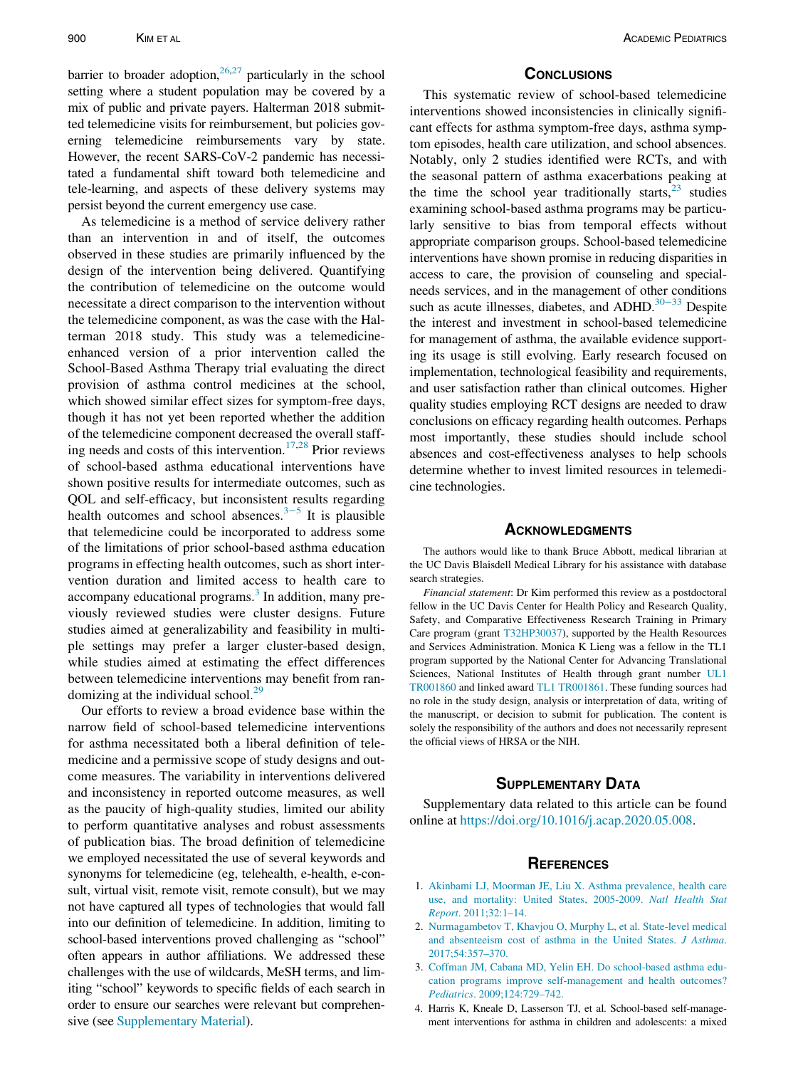barrier to broader adoption,[26,27] particularly in the school setting where a student population may be covered by a mix of public and private payers. Halterman 2018 submitted telemedicine visits for reimbursement, but policies governing telemedicine reimbursements vary by state. However, the recent SARS-CoV-2 pandemic has necessitated a fundamental shift toward both telemedicine and tele-learning, and aspects of these delivery systems may persist beyond the current emergency use case.

As telemedicine is a method of service delivery rather than an intervention in and of itself, the outcomes observed in these studies are primarily influenced by the design of the intervention being delivered. Quantifying the contribution of telemedicine on the outcome would necessitate a direct comparison to the intervention without the telemedicine component, as was the case with the Halterman 2018 study. This study was a telemedicine-enhanced version of a prior intervention called the School-Based Asthma Therapy trial evaluating the direct provision of asthma control medicines at the school, which showed similar effect sizes for symptom-free days, though it has not yet been reported whether the addition of the telemedicine component decreased the overall staffing needs and costs of this intervention.[17,28] Prior reviews of school-based asthma educational interventions have shown positive results for intermediate outcomes, such as QOL and self-efficacy, but inconsistent results regarding health outcomes and school absences.[3−5] It is plausible that telemedicine could be incorporated to address some of the limitations of prior school-based asthma education programs in effecting health outcomes, such as short intervention duration and limited access to health care to accompany educational programs.[3] In addition, many previously reviewed studies were cluster designs. Future studies aimed at generalizability and feasibility in multiple settings may prefer a larger cluster-based design, while studies aimed at estimating the effect differences between telemedicine interventions may benefit from randomizing at the individual school.[29]

Our efforts to review a broad evidence base within the narrow field of school-based telemedicine interventions for asthma necessitated both a liberal definition of telemedicine and a permissive scope of study designs and outcome measures. The variability in interventions delivered and inconsistency in reported outcome measures, as well as the paucity of high-quality studies, limited our ability to perform quantitative analyses and robust assessments of publication bias. The broad definition of telemedicine we employed necessitated the use of several keywords and synonyms for telemedicine (eg, telehealth, e-health, e-consult, virtual visit, remote visit, remote consult), but we may not have captured all types of technologies that would fall into our definition of telemedicine. In addition, limiting to school-based interventions proved challenging as "school" often appears in author affiliations. We addressed these challenges with the use of wildcards, MeSH terms, and limiting "school" keywords to specific fields of each search in order to ensure our searches were relevant but comprehensive (see Supplementary Material).

## Conclusions

This systematic review of school-based telemedicine interventions showed inconsistencies in clinically significant effects for asthma symptom-free days, asthma symptom episodes, health care utilization, and school absences. Notably, only 2 studies identified were RCTs, and with the seasonal pattern of asthma exacerbations peaking at the time the school year traditionally starts,[23] studies examining school-based asthma programs may be particularly sensitive to bias from temporal effects without appropriate comparison groups. School-based telemedicine interventions have shown promise in reducing disparities in access to care, the provision of counseling and special-needs services, and in the management of other conditions such as acute illnesses, diabetes, and ADHD.[30−33] Despite the interest and investment in school-based telemedicine for management of asthma, the available evidence supporting its usage is still evolving. Early research focused on implementation, technological feasibility and requirements, and user satisfaction rather than clinical outcomes. Higher quality studies employing RCT designs are needed to draw conclusions on efficacy regarding health outcomes. Perhaps most importantly, these studies should include school absences and cost-effectiveness analyses to help schools determine whether to invest limited resources in telemedicine technologies.

## Acknowledgments

The authors would like to thank Bruce Abbott, medical librarian at the UC Davis Blaisdell Medical Library for his assistance with database search strategies.

*Financial statement*: Dr Kim performed this review as a postdoctoral fellow in the UC Davis Center for Health Policy and Research Quality, Safety, and Comparative Effectiveness Research Training in Primary Care program (grant T32HP30037), supported by the Health Resources and Services Administration. Monica K Lieng was a fellow in the TL1 program supported by the National Center for Advancing Translational Sciences, National Institutes of Health through grant number UL1 TR001860 and linked award TL1 TR001861. These funding sources had no role in the study design, analysis or interpretation of data, writing of the manuscript, or decision to submit for publication. The content is solely the responsibility of the authors and does not necessarily represent the official views of HRSA or the NIH.

## Supplementary Data

Supplementary data related to this article can be found online at https://doi.org/10.1016/j.acap.2020.05.008.

## References

1. Akinbami LJ, Moorman JE, Liu X. Asthma prevalence, health care use, and mortality: United States, 2005-2009. *Natl Health Stat Report*. 2011;32:1–14.
2. Nurmagambetov T, Khavjou O, Murphy L, et al. State-level medical and absenteeism cost of asthma in the United States. *J Asthma*. 2017;54:357–370.
3. Coffman JM, Cabana MD, Yelin EH. Do school-based asthma education programs improve self-management and health outcomes? *Pediatrics*. 2009;124:729–742.
4. Harris K, Kneale D, Lasserson TJ, et al. School-based self-management interventions for asthma in children and adolescents: a mixed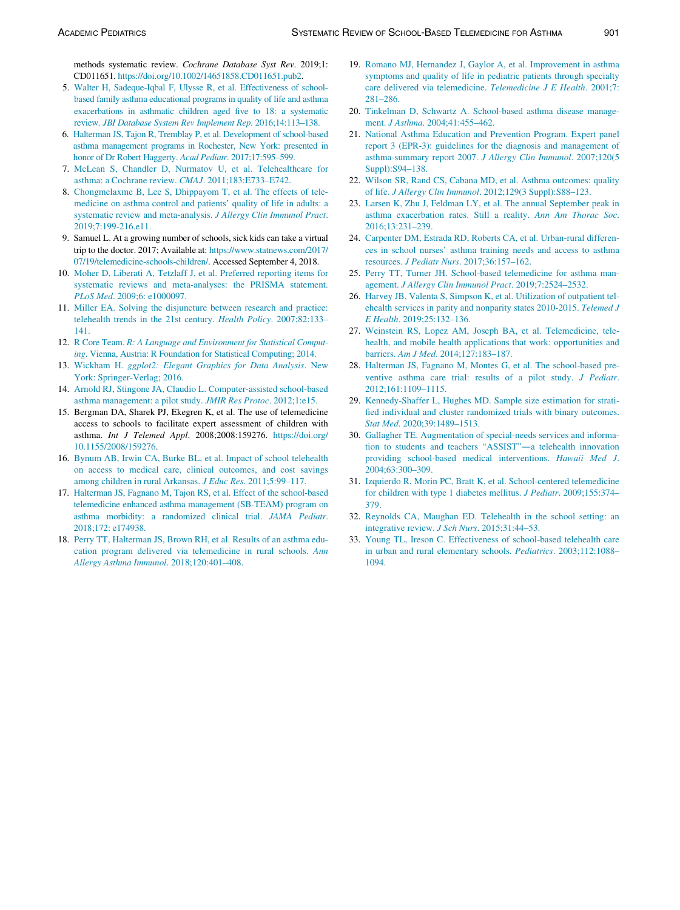methods systematic review. *Cochrane Database Syst Rev*. 2019;1: CD011651. https://doi.org/10.1002/14651858.CD011651.pub2.

5. Walter H, Sadeque-Iqbal F, Ulysse R, et al. Effectiveness of school-based family asthma educational programs in quality of life and asthma exacerbations in asthmatic children aged five to 18: a systematic review. *JBI Database System Rev Implement Rep*. 2016;14:113–138.
6. Halterman JS, Tajon R, Tremblay P, et al. Development of school-based asthma management programs in Rochester, New York: presented in honor of Dr Robert Haggerty. *Acad Pediatr*. 2017;17:595–599.
7. McLean S, Chandler D, Nurmatov U, et al. Telehealthcare for asthma: a Cochrane review. *CMAJ*. 2011;183:E733–E742.
8. Chongmelaxme B, Lee S, Dhippayom T, et al. The effects of telemedicine on asthma control and patients' quality of life in adults: a systematic review and meta-analysis. *J Allergy Clin Immunol Pract*. 2019;7:199-216.e11.
9. Samuel L. At a growing number of schools, sick kids can take a virtual trip to the doctor. 2017; Available at: https://www.statnews.com/2017/07/19/telemedicine-schools-children/. Accessed September 4, 2018.
10. Moher D, Liberati A, Tetzlaff J, et al. Preferred reporting items for systematic reviews and meta-analyses: the PRISMA statement. *PLoS Med*. 2009;6: e1000097.
11. Miller EA. Solving the disjuncture between research and practice: telehealth trends in the 21st century. *Health Policy*. 2007;82:133–141.
12. R Core Team. *R: A Language and Environment for Statistical Computing*. Vienna, Austria: R Foundation for Statistical Computing; 2014.
13. Wickham H. *ggplot2: Elegant Graphics for Data Analysis*. New York: Springer-Verlag; 2016.
14. Arnold RJ, Stingone JA, Claudio L. Computer-assisted school-based asthma management: a pilot study. *JMIR Res Protoc*. 2012;1:e15.
15. Bergman DA, Sharek PJ, Ekegren K, et al. The use of telemedicine access to schools to facilitate expert assessment of children with asthma. *Int J Telemed Appl*. 2008;2008:159276. https://doi.org/10.1155/2008/159276.
16. Bynum AB, Irwin CA, Burke BL, et al. Impact of school telehealth on access to medical care, clinical outcomes, and cost savings among children in rural Arkansas. *J Educ Res*. 2011;5:99–117.
17. Halterman JS, Fagnano M, Tajon RS, et al. Effect of the school-based telemedicine enhanced asthma management (SB-TEAM) program on asthma morbidity: a randomized clinical trial. *JAMA Pediatr*. 2018;172: e174938.
18. Perry TT, Halterman JS, Brown RH, et al. Results of an asthma education program delivered via telemedicine in rural schools. *Ann Allergy Asthma Immunol*. 2018;120:401–408.
19. Romano MJ, Hernandez J, Gaylor A, et al. Improvement in asthma symptoms and quality of life in pediatric patients through specialty care delivered via telemedicine. *Telemedicine J E Health*. 2001;7: 281–286.
20. Tinkelman D, Schwartz A. School-based asthma disease management. *J Asthma*. 2004;41:455–462.
21. National Asthma Education and Prevention Program. Expert panel report 3 (EPR-3): guidelines for the diagnosis and management of asthma-summary report 2007. *J Allergy Clin Immunol*. 2007;120(5 Suppl):S94–138.
22. Wilson SR, Rand CS, Cabana MD, et al. Asthma outcomes: quality of life. *J Allergy Clin Immunol*. 2012;129(3 Suppl):S88–123.
23. Larsen K, Zhu J, Feldman LY, et al. The annual September peak in asthma exacerbation rates. Still a reality. *Ann Am Thorac Soc*. 2016;13:231–239.
24. Carpenter DM, Estrada RD, Roberts CA, et al. Urban-rural differences in school nurses' asthma training needs and access to asthma resources. *J Pediatr Nurs*. 2017;36:157–162.
25. Perry TT, Turner JH. School-based telemedicine for asthma management. *J Allergy Clin Immunol Pract*. 2019;7:2524–2532.
26. Harvey JB, Valenta S, Simpson K, et al. Utilization of outpatient telehealth services in parity and nonparity states 2010-2015. *Telemed J E Health*. 2019;25:132–136.
27. Weinstein RS, Lopez AM, Joseph BA, et al. Telemedicine, telehealth, and mobile health applications that work: opportunities and barriers. *Am J Med*. 2014;127:183–187.
28. Halterman JS, Fagnano M, Montes G, et al. The school-based preventive asthma care trial: results of a pilot study. *J Pediatr*. 2012;161:1109–1115.
29. Kennedy-Shaffer L, Hughes MD. Sample size estimation for stratified individual and cluster randomized trials with binary outcomes. *Stat Med*. 2020;39:1489–1513.
30. Gallagher TE. Augmentation of special-needs services and information to students and teachers "ASSIST"—a telehealth innovation providing school-based medical interventions. *Hawaii Med J*. 2004;63:300–309.
31. Izquierdo R, Morin PC, Bratt K, et al. School-centered telemedicine for children with type 1 diabetes mellitus. *J Pediatr*. 2009;155:374–379.
32. Reynolds CA, Maughan ED. Telehealth in the school setting: an integrative review. *J Sch Nurs*. 2015;31:44–53.
33. Young TL, Ireson C. Effectiveness of school-based telehealth care in urban and rural elementary schools. *Pediatrics*. 2003;112:1088–1094.